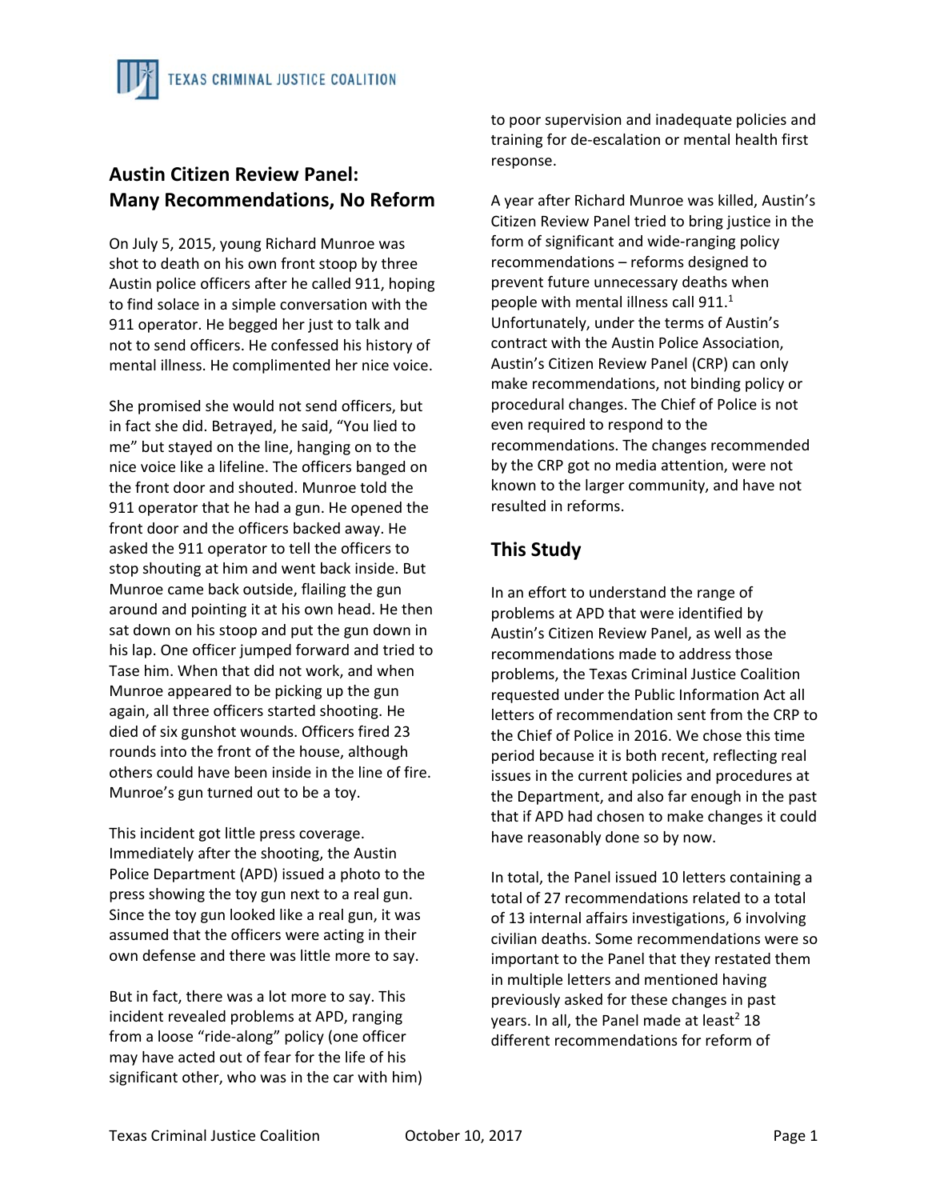TEXAS CRIMINAL JUSTICE COALITION

## Austin Citizen Review Panel: Many Recommendations, No Reform

On July 5, 2015, young Richard Munroe was shot to death on his own front stoop by three Austin police officers after he called 911, hoping to find solace in a simple conversation with the 911 operator. He begged her just to talk and not to send officers. He confessed his history of mental illness. He complimented her nice voice.

She promised she would not send officers, but in fact she did. Betrayed, he said, "You lied to me" but stayed on the line, hanging on to the nice voice like a lifeline. The officers banged on the front door and shouted. Munroe told the 911 operator that he had a gun. He opened the front door and the officers backed away. He asked the 911 operator to tell the officers to stop shouting at him and went back inside. But Munroe came back outside, flailing the gun around and pointing it at his own head. He then sat down on his stoop and put the gun down in his lap. One officer jumped forward and tried to Tase him. When that did not work, and when Munroe appeared to be picking up the gun again, all three officers started shooting. He died of six gunshot wounds. Officers fired 23 rounds into the front of the house, although others could have been inside in the line of fire. Munroe's gun turned out to be a toy.

This incident got little press coverage. Immediately after the shooting, the Austin Police Department (APD) issued a photo to the press showing the toy gun next to a real gun. Since the toy gun looked like a real gun, it was assumed that the officers were acting in their own defense and there was little more to say.

But in fact, there was a lot more to say. This incident revealed problems at APD, ranging from a loose "ride-along" policy (one officer may have acted out of fear for the life of his significant other, who was in the car with him) to poor supervision and inadequate policies and training for de-escalation or mental health first response.

A year after Richard Munroe was killed, Austin's Citizen Review Panel tried to bring justice in the form of significant and wide-ranging policy recommendations – reforms designed to prevent future unnecessary deaths when people with mental illness call 911.[1] Unfortunately, under the terms of Austin's contract with the Austin Police Association, Austin's Citizen Review Panel (CRP) can only make recommendations, not binding policy or procedural changes. The Chief of Police is not even required to respond to the recommendations. The changes recommended by the CRP got no media attention, were not known to the larger community, and have not resulted in reforms.

## This Study

In an effort to understand the range of problems at APD that were identified by Austin's Citizen Review Panel, as well as the recommendations made to address those problems, the Texas Criminal Justice Coalition requested under the Public Information Act all letters of recommendation sent from the CRP to the Chief of Police in 2016. We chose this time period because it is both recent, reflecting real issues in the current policies and procedures at the Department, and also far enough in the past that if APD had chosen to make changes it could have reasonably done so by now.

In total, the Panel issued 10 letters containing a total of 27 recommendations related to a total of 13 internal affairs investigations, 6 involving civilian deaths. Some recommendations were so important to the Panel that they restated them in multiple letters and mentioned having previously asked for these changes in past years. In all, the Panel made at least[2] 18 different recommendations for reform of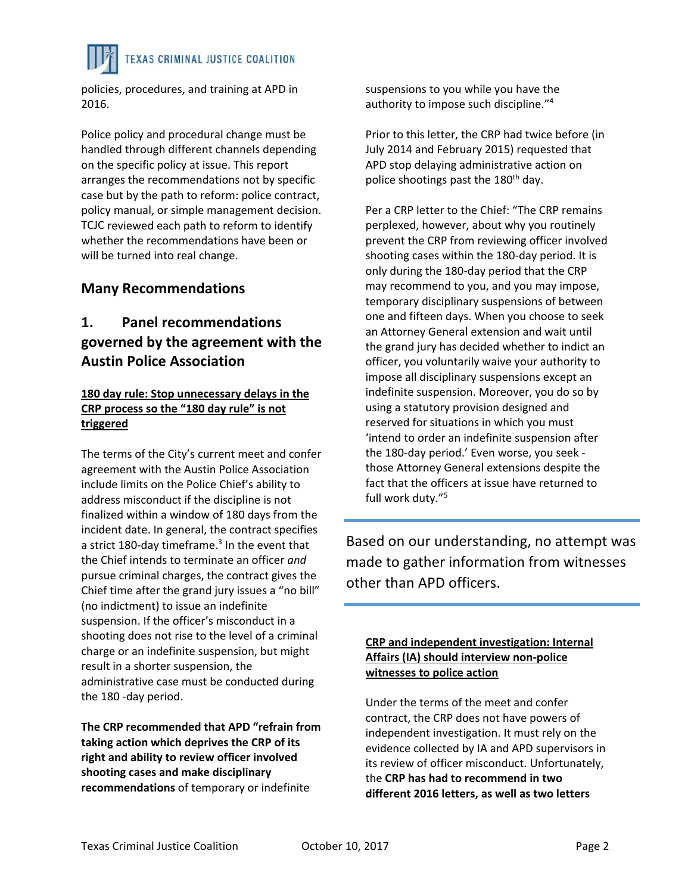policies, procedures, and training at APD in 2016.

Police policy and procedural change must be handled through different channels depending on the specific policy at issue. This report arranges the recommendations not by specific case but by the path to reform: police contract, policy manual, or simple management decision. TCJC reviewed each path to reform to identify whether the recommendations have been or will be turned into real change.

## Many Recommendations

## 1. Panel recommendations governed by the agreement with the Austin Police Association

**180 day rule: Stop unnecessary delays in the CRP process so the "180 day rule" is not triggered**

The terms of the City's current meet and confer agreement with the Austin Police Association include limits on the Police Chief's ability to address misconduct if the discipline is not finalized within a window of 180 days from the incident date. In general, the contract specifies a strict 180-day timeframe.[3] In the event that the Chief intends to terminate an officer *and* pursue criminal charges, the contract gives the Chief time after the grand jury issues a "no bill" (no indictment) to issue an indefinite suspension. If the officer's misconduct in a shooting does not rise to the level of a criminal charge or an indefinite suspension, but might result in a shorter suspension, the administrative case must be conducted during the 180 -day period.

**The CRP recommended that APD "refrain from taking action which deprives the CRP of its right and ability to review officer involved shooting cases and make disciplinary recommendations** of temporary or indefinite suspensions to you while you have the authority to impose such discipline."[4]

Prior to this letter, the CRP had twice before (in July 2014 and February 2015) requested that APD stop delaying administrative action on police shootings past the 180th day.

Per a CRP letter to the Chief: "The CRP remains perplexed, however, about why you routinely prevent the CRP from reviewing officer involved shooting cases within the 180-day period. It is only during the 180-day period that the CRP may recommend to you, and you may impose, temporary disciplinary suspensions of between one and fifteen days. When you choose to seek an Attorney General extension and wait until the grand jury has decided whether to indict an officer, you voluntarily waive your authority to impose all disciplinary suspensions except an indefinite suspension. Moreover, you do so by using a statutory provision designed and reserved for situations in which you must 'intend to order an indefinite suspension after the 180-day period.' Even worse, you seek - those Attorney General extensions despite the fact that the officers at issue have returned to full work duty."[5]

Based on our understanding, no attempt was made to gather information from witnesses other than APD officers.

**CRP and independent investigation: Internal Affairs (IA) should interview non-police witnesses to police action**

Under the terms of the meet and confer contract, the CRP does not have powers of independent investigation. It must rely on the evidence collected by IA and APD supervisors in its review of officer misconduct. Unfortunately, the **CRP has had to recommend in two different 2016 letters, as well as two letters**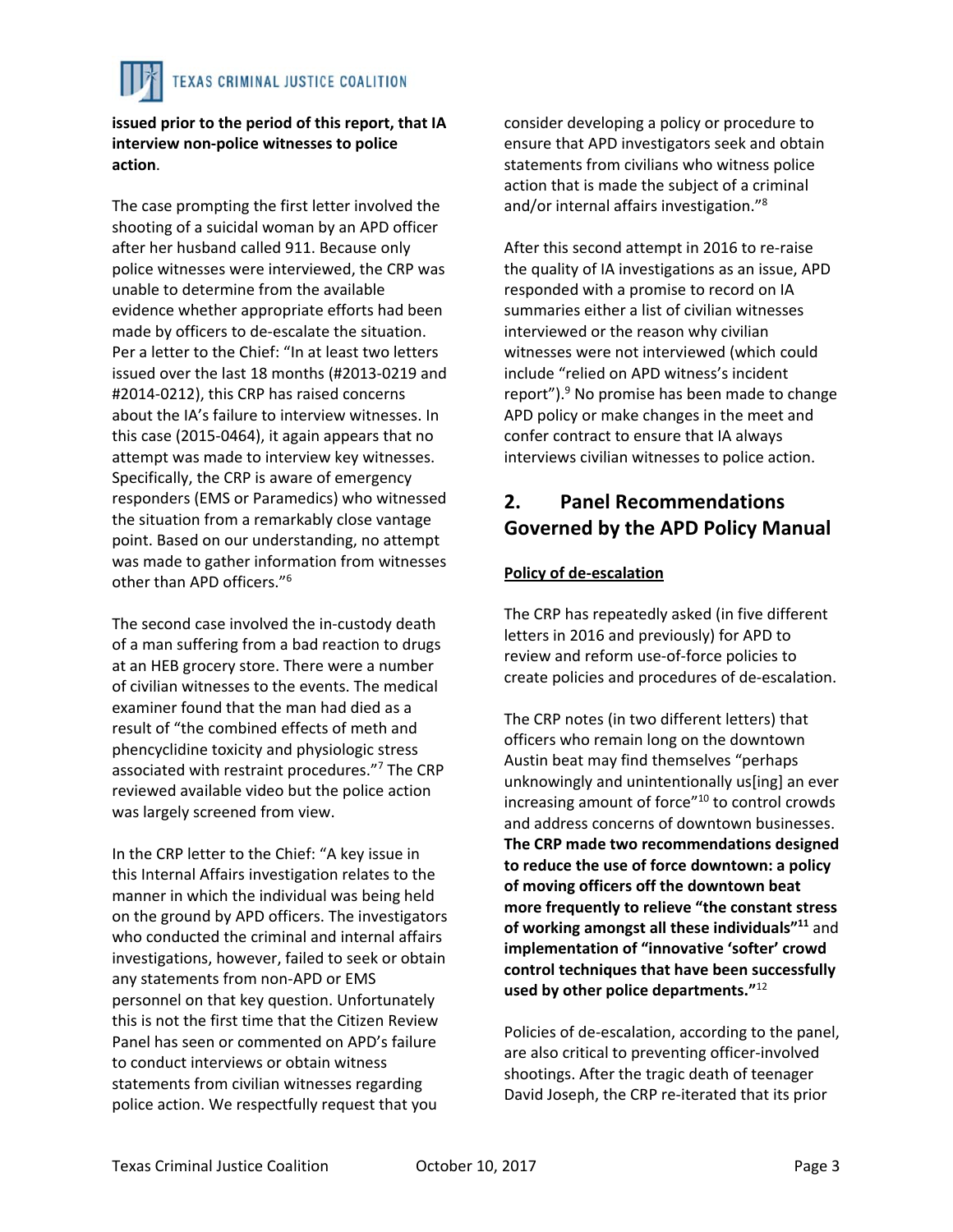**issued prior to the period of this report, that IA interview non-police witnesses to police action**.

The case prompting the first letter involved the shooting of a suicidal woman by an APD officer after her husband called 911. Because only police witnesses were interviewed, the CRP was unable to determine from the available evidence whether appropriate efforts had been made by officers to de-escalate the situation. Per a letter to the Chief: "In at least two letters issued over the last 18 months (#2013-0219 and #2014-0212), this CRP has raised concerns about the IA's failure to interview witnesses. In this case (2015-0464), it again appears that no attempt was made to interview key witnesses. Specifically, the CRP is aware of emergency responders (EMS or Paramedics) who witnessed the situation from a remarkably close vantage point. Based on our understanding, no attempt was made to gather information from witnesses other than APD officers."[6]

The second case involved the in-custody death of a man suffering from a bad reaction to drugs at an HEB grocery store. There were a number of civilian witnesses to the events. The medical examiner found that the man had died as a result of "the combined effects of meth and phencyclidine toxicity and physiologic stress associated with restraint procedures."[7] The CRP reviewed available video but the police action was largely screened from view.

In the CRP letter to the Chief: "A key issue in this Internal Affairs investigation relates to the manner in which the individual was being held on the ground by APD officers. The investigators who conducted the criminal and internal affairs investigations, however, failed to seek or obtain any statements from non-APD or EMS personnel on that key question. Unfortunately this is not the first time that the Citizen Review Panel has seen or commented on APD's failure to conduct interviews or obtain witness statements from civilian witnesses regarding police action. We respectfully request that you consider developing a policy or procedure to ensure that APD investigators seek and obtain statements from civilians who witness police action that is made the subject of a criminal and/or internal affairs investigation."[8]

After this second attempt in 2016 to re-raise the quality of IA investigations as an issue, APD responded with a promise to record on IA summaries either a list of civilian witnesses interviewed or the reason why civilian witnesses were not interviewed (which could include "relied on APD witness's incident report").[9] No promise has been made to change APD policy or make changes in the meet and confer contract to ensure that IA always interviews civilian witnesses to police action.

## 2. Panel Recommendations Governed by the APD Policy Manual

**Policy of de-escalation**

The CRP has repeatedly asked (in five different letters in 2016 and previously) for APD to review and reform use-of-force policies to create policies and procedures of de-escalation.

The CRP notes (in two different letters) that officers who remain long on the downtown Austin beat may find themselves "perhaps unknowingly and unintentionally us[ing] an ever increasing amount of force"[10] to control crowds and address concerns of downtown businesses. **The CRP made two recommendations designed to reduce the use of force downtown: a policy of moving officers off the downtown beat more frequently to relieve "the constant stress of working amongst all these individuals"[11]** and **implementation of "innovative 'softer' crowd control techniques that have been successfully used by other police departments."**[12]

Policies of de-escalation, according to the panel, are also critical to preventing officer-involved shootings. After the tragic death of teenager David Joseph, the CRP re-iterated that its prior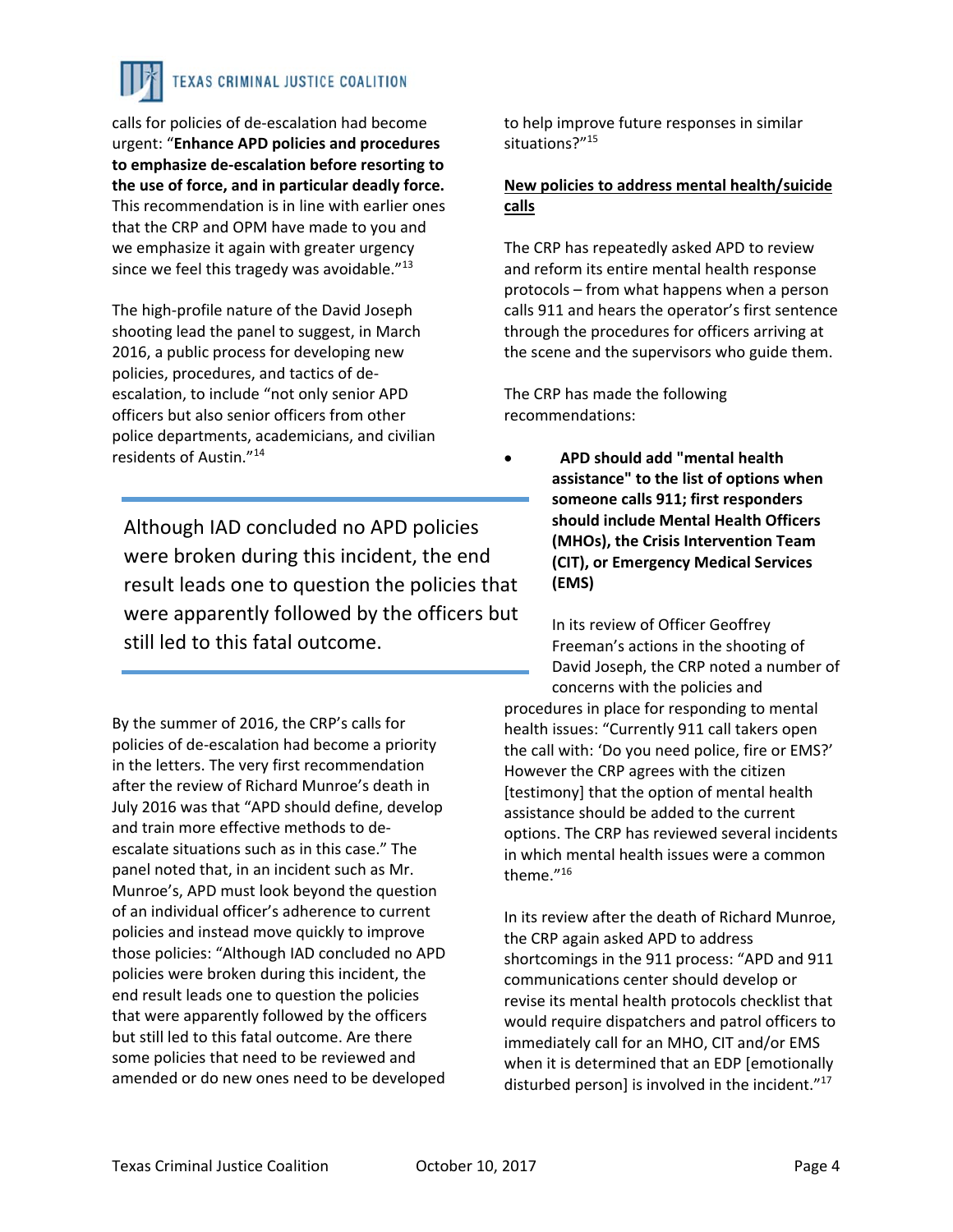calls for policies of de-escalation had become urgent: "**Enhance APD policies and procedures to emphasize de-escalation before resorting to the use of force, and in particular deadly force.** This recommendation is in line with earlier ones that the CRP and OPM have made to you and we emphasize it again with greater urgency since we feel this tragedy was avoidable."[13]

The high-profile nature of the David Joseph shooting lead the panel to suggest, in March 2016, a public process for developing new policies, procedures, and tactics of de-escalation, to include "not only senior APD officers but also senior officers from other police departments, academicians, and civilian residents of Austin."[14]

> Although IAD concluded no APD policies were broken during this incident, the end result leads one to question the policies that were apparently followed by the officers but still led to this fatal outcome.

By the summer of 2016, the CRP's calls for policies of de-escalation had become a priority in the letters. The very first recommendation after the review of Richard Munroe's death in July 2016 was that "APD should define, develop and train more effective methods to de-escalate situations such as in this case." The panel noted that, in an incident such as Mr. Munroe's, APD must look beyond the question of an individual officer's adherence to current policies and instead move quickly to improve those policies: "Although IAD concluded no APD policies were broken during this incident, the end result leads one to question the policies that were apparently followed by the officers but still led to this fatal outcome. Are there some policies that need to be reviewed and amended or do new ones need to be developed to help improve future responses in similar situations?"[15]

**New policies to address mental health/suicide calls**

The CRP has repeatedly asked APD to review and reform its entire mental health response protocols – from what happens when a person calls 911 and hears the operator's first sentence through the procedures for officers arriving at the scene and the supervisors who guide them.

The CRP has made the following recommendations:

- **APD should add "mental health assistance" to the list of options when someone calls 911; first responders should include Mental Health Officers (MHOs), the Crisis Intervention Team (CIT), or Emergency Medical Services (EMS)**

  In its review of Officer Geoffrey Freeman's actions in the shooting of David Joseph, the CRP noted a number of concerns with the policies and procedures in place for responding to mental health issues: "Currently 911 call takers open the call with: 'Do you need police, fire or EMS?' However the CRP agrees with the citizen [testimony] that the option of mental health assistance should be added to the current options. The CRP has reviewed several incidents in which mental health issues were a common theme."[16]

In its review after the death of Richard Munroe, the CRP again asked APD to address shortcomings in the 911 process: "APD and 911 communications center should develop or revise its mental health protocols checklist that would require dispatchers and patrol officers to immediately call for an MHO, CIT and/or EMS when it is determined that an EDP [emotionally disturbed person] is involved in the incident."[17]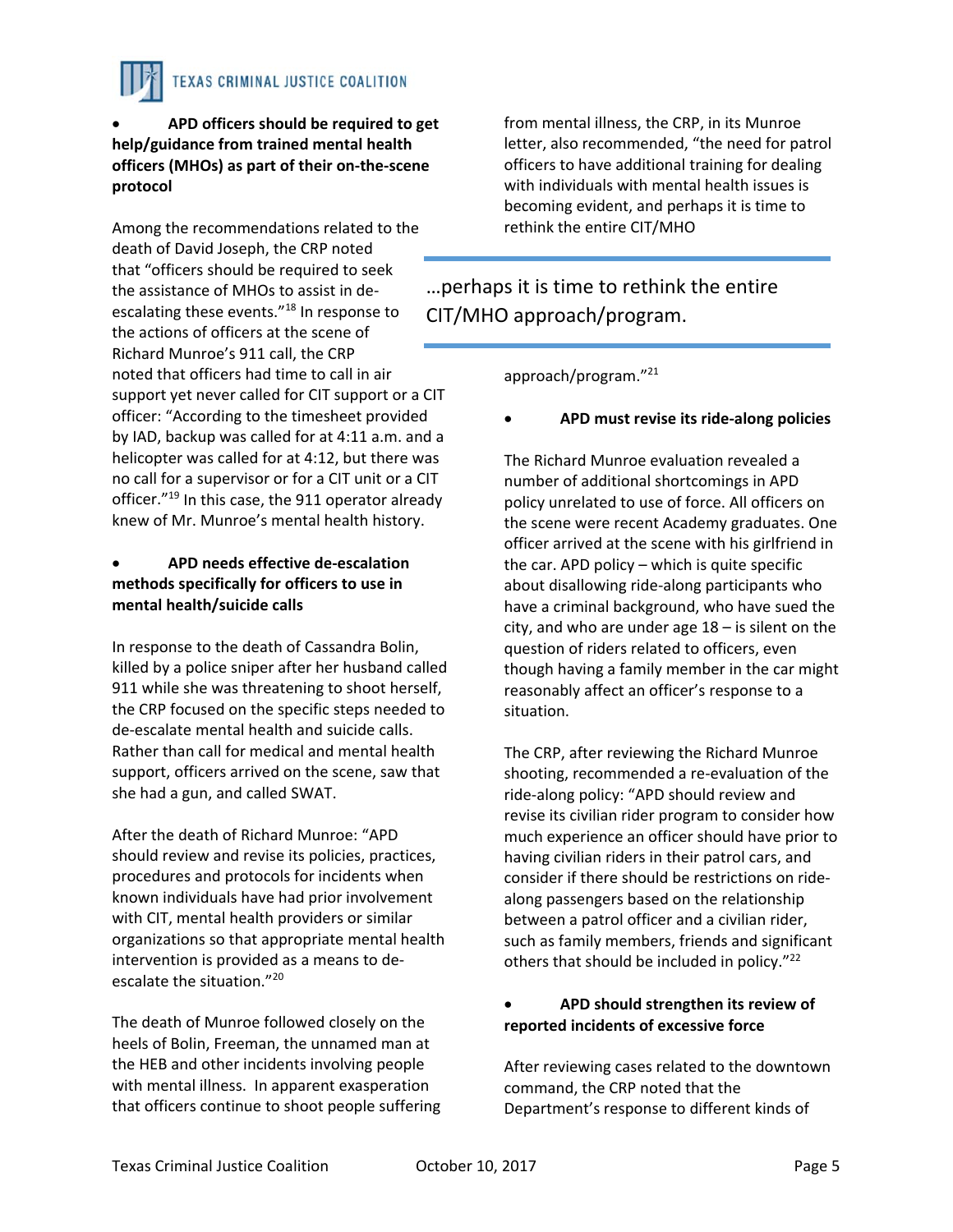- **APD officers should be required to get help/guidance from trained mental health officers (MHOs) as part of their on-the-scene protocol**

Among the recommendations related to the death of David Joseph, the CRP noted that "officers should be required to seek the assistance of MHOs to assist in de-escalating these events."[18] In response to the actions of officers at the scene of Richard Munroe's 911 call, the CRP noted that officers had time to call in air support yet never called for CIT support or a CIT officer: "According to the timesheet provided by IAD, backup was called for at 4:11 a.m. and a helicopter was called for at 4:12, but there was no call for a supervisor or for a CIT unit or a CIT officer."[19] In this case, the 911 operator already knew of Mr. Munroe's mental health history.

- **APD needs effective de-escalation methods specifically for officers to use in mental health/suicide calls**

In response to the death of Cassandra Bolin, killed by a police sniper after her husband called 911 while she was threatening to shoot herself, the CRP focused on the specific steps needed to de-escalate mental health and suicide calls. Rather than call for medical and mental health support, officers arrived on the scene, saw that she had a gun, and called SWAT.

After the death of Richard Munroe: "APD should review and revise its policies, practices, procedures and protocols for incidents when known individuals have had prior involvement with CIT, mental health providers or similar organizations so that appropriate mental health intervention is provided as a means to de-escalate the situation."[20]

The death of Munroe followed closely on the heels of Bolin, Freeman, the unnamed man at the HEB and other incidents involving people with mental illness. In apparent exasperation that officers continue to shoot people suffering from mental illness, the CRP, in its Munroe letter, also recommended, "the need for patrol officers to have additional training for dealing with individuals with mental health issues is becoming evident, and perhaps it is time to rethink the entire CIT/MHO approach/program."[21]

> …perhaps it is time to rethink the entire CIT/MHO approach/program.

- **APD must revise its ride-along policies**

The Richard Munroe evaluation revealed a number of additional shortcomings in APD policy unrelated to use of force. All officers on the scene were recent Academy graduates. One officer arrived at the scene with his girlfriend in the car. APD policy – which is quite specific about disallowing ride-along participants who have a criminal background, who have sued the city, and who are under age 18 – is silent on the question of riders related to officers, even though having a family member in the car might reasonably affect an officer's response to a situation.

The CRP, after reviewing the Richard Munroe shooting, recommended a re-evaluation of the ride-along policy: "APD should review and revise its civilian rider program to consider how much experience an officer should have prior to having civilian riders in their patrol cars, and consider if there should be restrictions on ride-along passengers based on the relationship between a patrol officer and a civilian rider, such as family members, friends and significant others that should be included in policy."[22]

- **APD should strengthen its review of reported incidents of excessive force**

After reviewing cases related to the downtown command, the CRP noted that the Department's response to different kinds of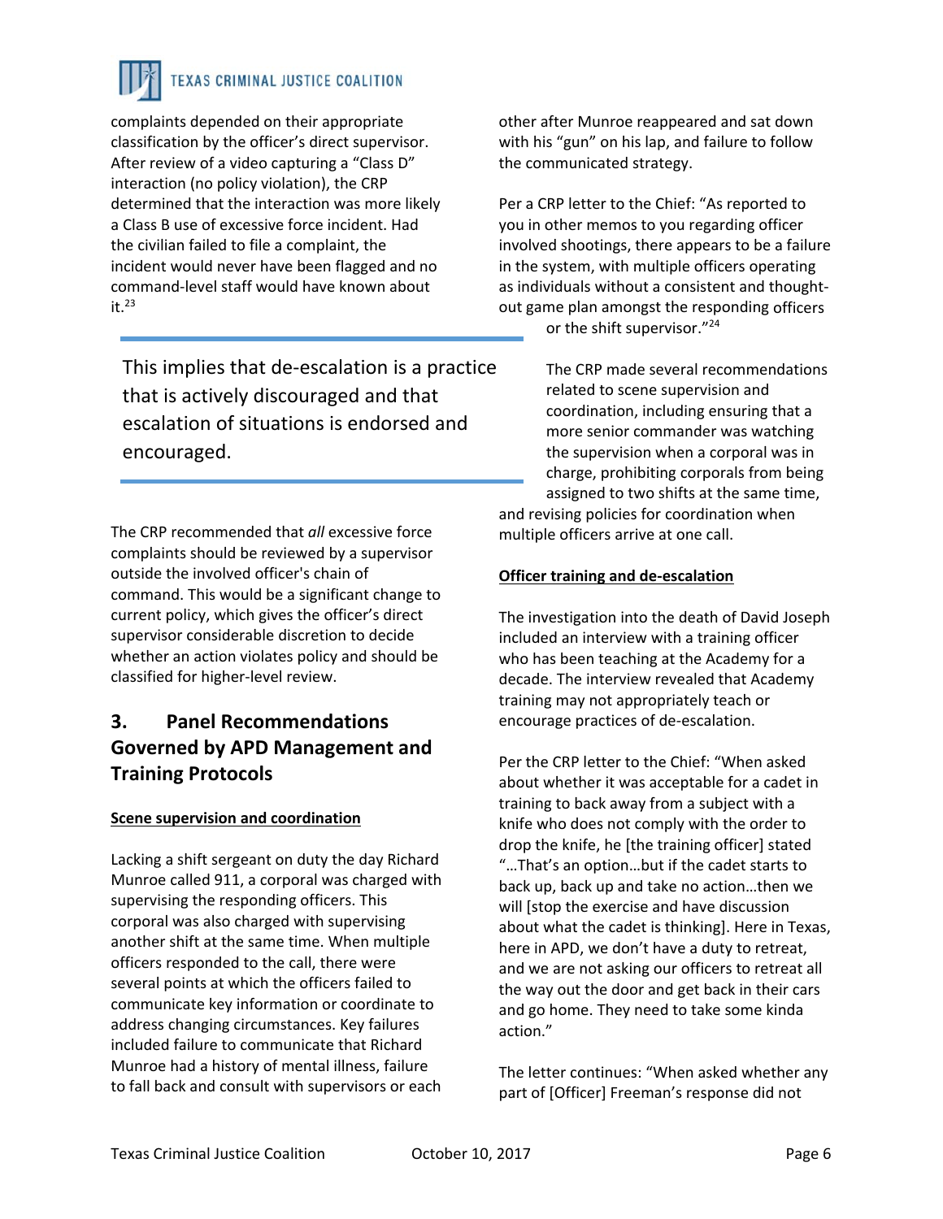complaints depended on their appropriate classification by the officer's direct supervisor. After review of a video capturing a "Class D" interaction (no policy violation), the CRP determined that the interaction was more likely a Class B use of excessive force incident. Had the civilian failed to file a complaint, the incident would never have been flagged and no command-level staff would have known about it.[23]

> This implies that de-escalation is a practice that is actively discouraged and that escalation of situations is endorsed and encouraged.

The CRP recommended that *all* excessive force complaints should be reviewed by a supervisor outside the involved officer's chain of command. This would be a significant change to current policy, which gives the officer's direct supervisor considerable discretion to decide whether an action violates policy and should be classified for higher-level review.

## 3. Panel Recommendations Governed by APD Management and Training Protocols

**Scene supervision and coordination**

Lacking a shift sergeant on duty the day Richard Munroe called 911, a corporal was charged with supervising the responding officers. This corporal was also charged with supervising another shift at the same time. When multiple officers responded to the call, there were several points at which the officers failed to communicate key information or coordinate to address changing circumstances. Key failures included failure to communicate that Richard Munroe had a history of mental illness, failure to fall back and consult with supervisors or each other after Munroe reappeared and sat down with his "gun" on his lap, and failure to follow the communicated strategy.

Per a CRP letter to the Chief: "As reported to you in other memos to you regarding officer involved shootings, there appears to be a failure in the system, with multiple officers operating as individuals without a consistent and thought-out game plan amongst the responding officers or the shift supervisor."[24]

The CRP made several recommendations related to scene supervision and coordination, including ensuring that a more senior commander was watching the supervision when a corporal was in charge, prohibiting corporals from being assigned to two shifts at the same time, and revising policies for coordination when multiple officers arrive at one call.

**Officer training and de-escalation**

The investigation into the death of David Joseph included an interview with a training officer who has been teaching at the Academy for a decade. The interview revealed that Academy training may not appropriately teach or encourage practices of de-escalation.

Per the CRP letter to the Chief: "When asked about whether it was acceptable for a cadet in training to back away from a subject with a knife who does not comply with the order to drop the knife, he [the training officer] stated "…That's an option…but if the cadet starts to back up, back up and take no action…then we will [stop the exercise and have discussion about what the cadet is thinking]. Here in Texas, here in APD, we don't have a duty to retreat, and we are not asking our officers to retreat all the way out the door and get back in their cars and go home. They need to take some kinda action."

The letter continues: "When asked whether any part of [Officer] Freeman's response did not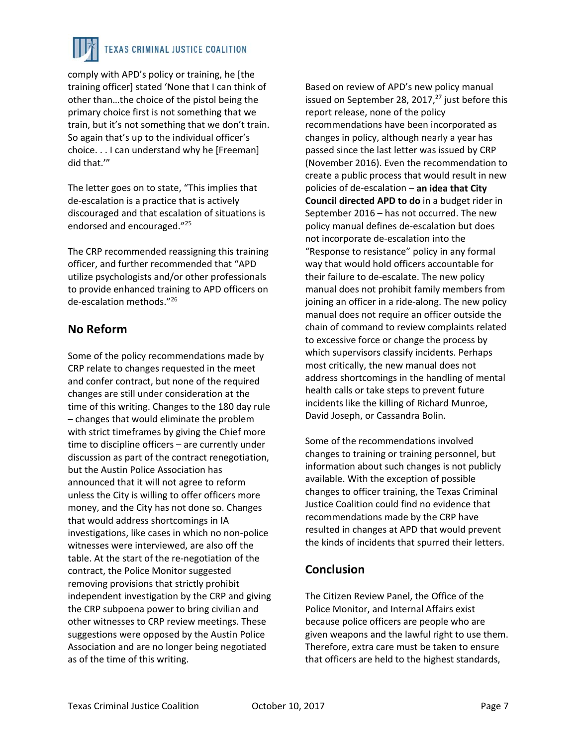comply with APD's policy or training, he [the training officer] stated 'None that I can think of other than…the choice of the pistol being the primary choice first is not something that we train, but it's not something that we don't train. So again that's up to the individual officer's choice. . . I can understand why he [Freeman] did that.'"

The letter goes on to state, "This implies that de-escalation is a practice that is actively discouraged and that escalation of situations is endorsed and encouraged."[25]

The CRP recommended reassigning this training officer, and further recommended that "APD utilize psychologists and/or other professionals to provide enhanced training to APD officers on de-escalation methods."[26]

## No Reform

Some of the policy recommendations made by CRP relate to changes requested in the meet and confer contract, but none of the required changes are still under consideration at the time of this writing. Changes to the 180 day rule – changes that would eliminate the problem with strict timeframes by giving the Chief more time to discipline officers – are currently under discussion as part of the contract renegotiation, but the Austin Police Association has announced that it will not agree to reform unless the City is willing to offer officers more money, and the City has not done so. Changes that would address shortcomings in IA investigations, like cases in which no non-police witnesses were interviewed, are also off the table. At the start of the re-negotiation of the contract, the Police Monitor suggested removing provisions that strictly prohibit independent investigation by the CRP and giving the CRP subpoena power to bring civilian and other witnesses to CRP review meetings. These suggestions were opposed by the Austin Police Association and are no longer being negotiated as of the time of this writing.

Based on review of APD's new policy manual issued on September 28, 2017,[27] just before this report release, none of the policy recommendations have been incorporated as changes in policy, although nearly a year has passed since the last letter was issued by CRP (November 2016). Even the recommendation to create a public process that would result in new policies of de-escalation – **an idea that City Council directed APD to do** in a budget rider in September 2016 – has not occurred. The new policy manual defines de-escalation but does not incorporate de-escalation into the "Response to resistance" policy in any formal way that would hold officers accountable for their failure to de-escalate. The new policy manual does not prohibit family members from joining an officer in a ride-along. The new policy manual does not require an officer outside the chain of command to review complaints related to excessive force or change the process by which supervisors classify incidents. Perhaps most critically, the new manual does not address shortcomings in the handling of mental health calls or take steps to prevent future incidents like the killing of Richard Munroe, David Joseph, or Cassandra Bolin.

Some of the recommendations involved changes to training or training personnel, but information about such changes is not publicly available. With the exception of possible changes to officer training, the Texas Criminal Justice Coalition could find no evidence that recommendations made by the CRP have resulted in changes at APD that would prevent the kinds of incidents that spurred their letters.

## Conclusion

The Citizen Review Panel, the Office of the Police Monitor, and Internal Affairs exist because police officers are people who are given weapons and the lawful right to use them. Therefore, extra care must be taken to ensure that officers are held to the highest standards,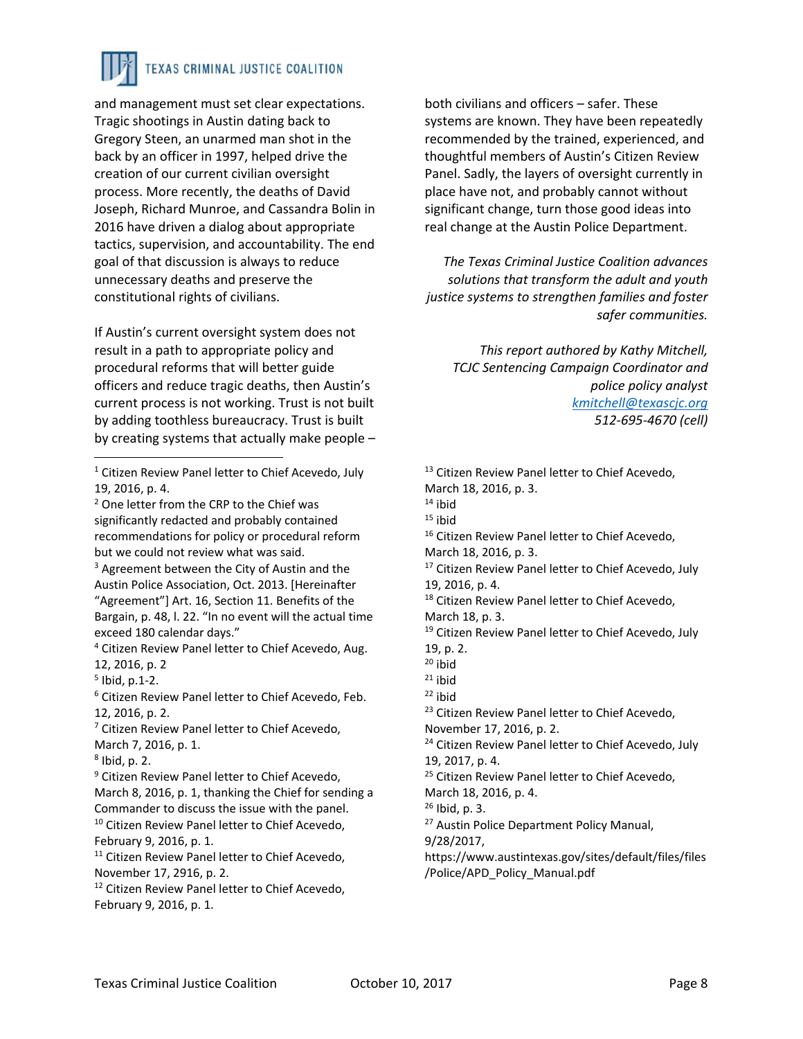and management must set clear expectations. Tragic shootings in Austin dating back to Gregory Steen, an unarmed man shot in the back by an officer in 1997, helped drive the creation of our current civilian oversight process. More recently, the deaths of David Joseph, Richard Munroe, and Cassandra Bolin in 2016 have driven a dialog about appropriate tactics, supervision, and accountability. The end goal of that discussion is always to reduce unnecessary deaths and preserve the constitutional rights of civilians.

If Austin's current oversight system does not result in a path to appropriate policy and procedural reforms that will better guide officers and reduce tragic deaths, then Austin's current process is not working. Trust is not built by adding toothless bureaucracy. Trust is built by creating systems that actually make people – both civilians and officers – safer. These systems are known. They have been repeatedly recommended by the trained, experienced, and thoughtful members of Austin's Citizen Review Panel. Sadly, the layers of oversight currently in place have not, and probably cannot without significant change, turn those good ideas into real change at the Austin Police Department.

*The Texas Criminal Justice Coalition advances solutions that transform the adult and youth justice systems to strengthen families and foster safer communities.*

*This report authored by Kathy Mitchell, TCJC Sentencing Campaign Coordinator and police policy analyst*
*kmitchell@texascjc.org*
*512-695-4670 (cell)*

---

[1] Citizen Review Panel letter to Chief Acevedo, July 19, 2016, p. 4.
[2] One letter from the CRP to the Chief was significantly redacted and probably contained recommendations for policy or procedural reform but we could not review what was said.
[3] Agreement between the City of Austin and the Austin Police Association, Oct. 2013. [Hereinafter "Agreement"] Art. 16, Section 11. Benefits of the Bargain, p. 48, l. 22. "In no event will the actual time exceed 180 calendar days."
[4] Citizen Review Panel letter to Chief Acevedo, Aug. 12, 2016, p. 2
[5] Ibid, p.1-2.
[6] Citizen Review Panel letter to Chief Acevedo, Feb. 12, 2016, p. 2.
[7] Citizen Review Panel letter to Chief Acevedo, March 7, 2016, p. 1.
[8] Ibid, p. 2.
[9] Citizen Review Panel letter to Chief Acevedo, March 8, 2016, p. 1, thanking the Chief for sending a Commander to discuss the issue with the panel.
[10] Citizen Review Panel letter to Chief Acevedo, February 9, 2016, p. 1.
[11] Citizen Review Panel letter to Chief Acevedo, November 17, 2916, p. 2.
[12] Citizen Review Panel letter to Chief Acevedo, February 9, 2016, p. 1.
[13] Citizen Review Panel letter to Chief Acevedo, March 18, 2016, p. 3.
[14] ibid
[15] ibid
[16] Citizen Review Panel letter to Chief Acevedo, March 18, 2016, p. 3.
[17] Citizen Review Panel letter to Chief Acevedo, July 19, 2016, p. 4.
[18] Citizen Review Panel letter to Chief Acevedo, March 18, p. 3.
[19] Citizen Review Panel letter to Chief Acevedo, July 19, p. 2.
[20] ibid
[21] ibid
[22] ibid
[23] Citizen Review Panel letter to Chief Acevedo, November 17, 2016, p. 2.
[24] Citizen Review Panel letter to Chief Acevedo, July 19, 2017, p. 4.
[25] Citizen Review Panel letter to Chief Acevedo, March 18, 2016, p. 4.
[26] Ibid, p. 3.
[27] Austin Police Department Policy Manual, 9/28/2017, https://www.austintexas.gov/sites/default/files/files/Police/APD_Policy_Manual.pdf